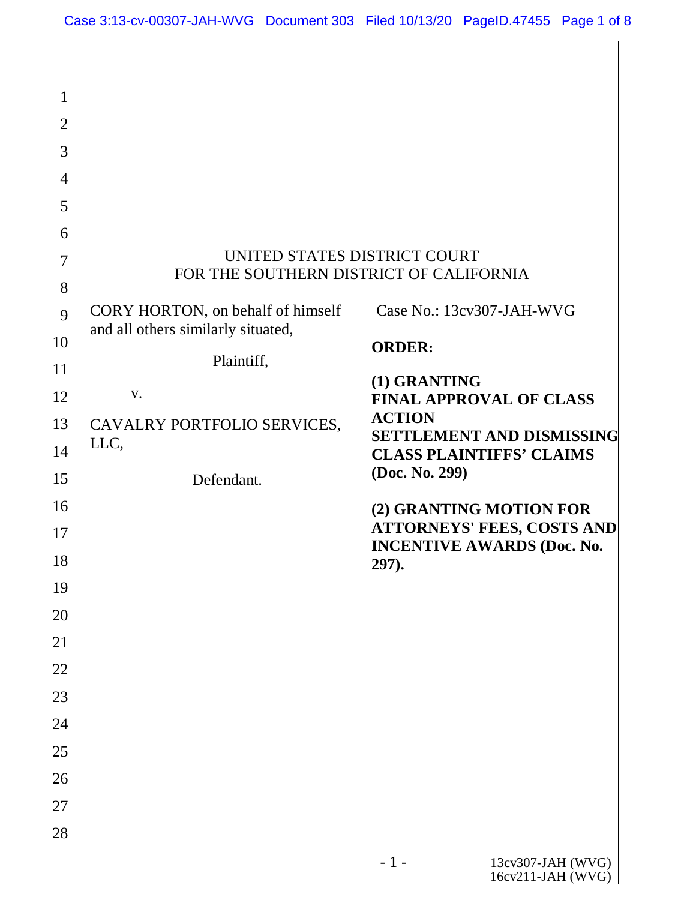UNITED STATES DISTRICT COURT
FOR THE SOUTHERN DISTRICT OF CALIFORNIA

CORY HORTON, on behalf of himself and all others similarly situated,

Plaintiff,

v.

CAVALRY PORTFOLIO SERVICES, LLC,

Defendant.

Case No.: 13cv307-JAH-WVG

**ORDER:**

**(1) GRANTING FINAL APPROVAL OF CLASS ACTION SETTLEMENT AND DISMISSING CLASS PLAINTIFFS' CLAIMS (Doc. No. 299)**

**(2) GRANTING MOTION FOR ATTORNEYS' FEES, COSTS AND INCENTIVE AWARDS (Doc. No. 297).**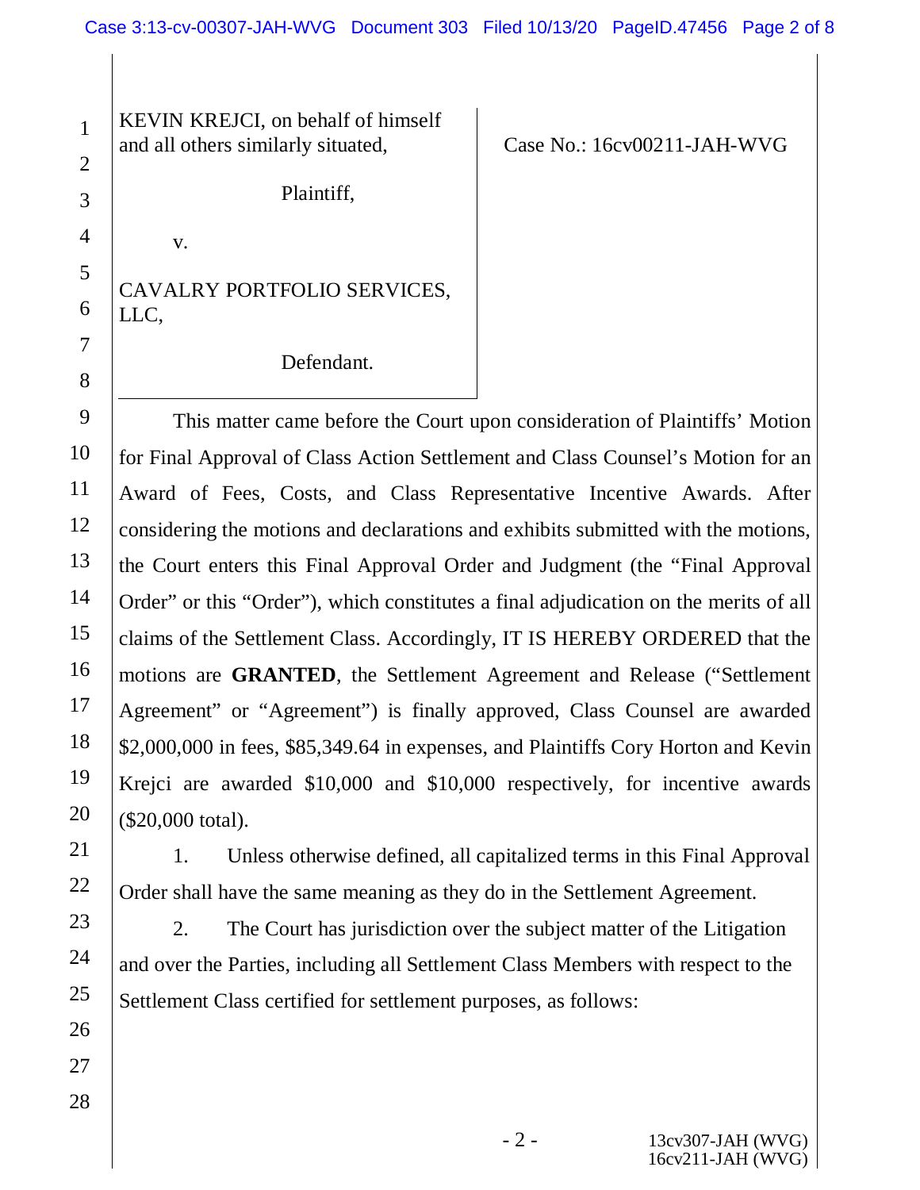KEVIN KREJCI, on behalf of himself and all others similarly situated,

Plaintiff,

v.

CAVALRY PORTFOLIO SERVICES, LLC,

Defendant.

Case No.: 16cv00211-JAH-WVG

This matter came before the Court upon consideration of Plaintiffs' Motion for Final Approval of Class Action Settlement and Class Counsel's Motion for an Award of Fees, Costs, and Class Representative Incentive Awards. After considering the motions and declarations and exhibits submitted with the motions, the Court enters this Final Approval Order and Judgment (the "Final Approval Order" or this "Order"), which constitutes a final adjudication on the merits of all claims of the Settlement Class. Accordingly, IT IS HEREBY ORDERED that the motions are **GRANTED**, the Settlement Agreement and Release ("Settlement Agreement" or "Agreement") is finally approved, Class Counsel are awarded $2,000,000 in fees, $85,349.64 in expenses, and Plaintiffs Cory Horton and Kevin Krejci are awarded $10,000 and $10,000 respectively, for incentive awards ($20,000 total).

1. Unless otherwise defined, all capitalized terms in this Final Approval Order shall have the same meaning as they do in the Settlement Agreement.

2. The Court has jurisdiction over the subject matter of the Litigation and over the Parties, including all Settlement Class Members with respect to the Settlement Class certified for settlement purposes, as follows: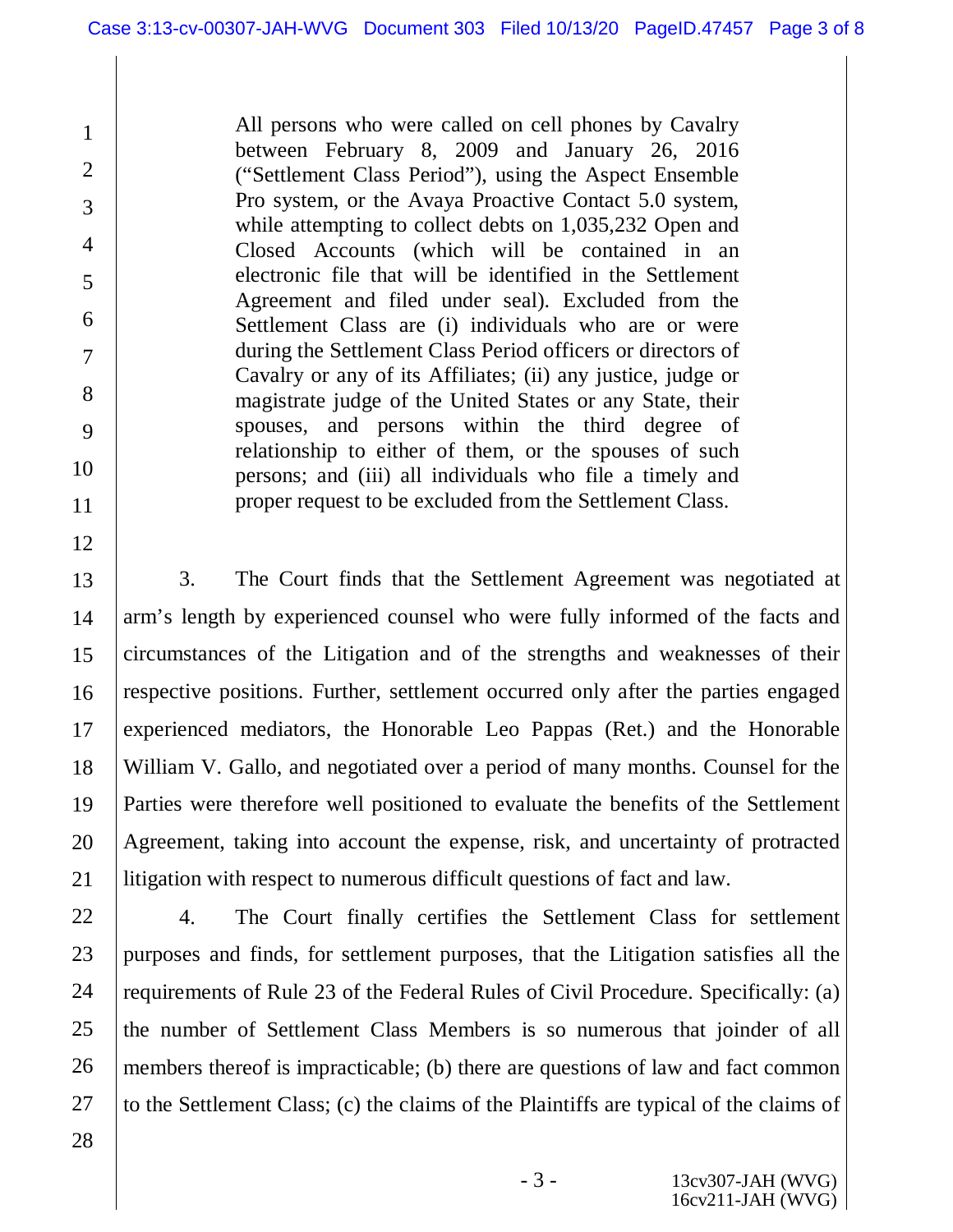> All persons who were called on cell phones by Cavalry between February 8, 2009 and January 26, 2016 ("Settlement Class Period"), using the Aspect Ensemble Pro system, or the Avaya Proactive Contact 5.0 system, while attempting to collect debts on 1,035,232 Open and Closed Accounts (which will be contained in an electronic file that will be identified in the Settlement Agreement and filed under seal). Excluded from the Settlement Class are (i) individuals who are or were during the Settlement Class Period officers or directors of Cavalry or any of its Affiliates; (ii) any justice, judge or magistrate judge of the United States or any State, their spouses, and persons within the third degree of relationship to either of them, or the spouses of such persons; and (iii) all individuals who file a timely and proper request to be excluded from the Settlement Class.

3. The Court finds that the Settlement Agreement was negotiated at arm's length by experienced counsel who were fully informed of the facts and circumstances of the Litigation and of the strengths and weaknesses of their respective positions. Further, settlement occurred only after the parties engaged experienced mediators, the Honorable Leo Pappas (Ret.) and the Honorable William V. Gallo, and negotiated over a period of many months. Counsel for the Parties were therefore well positioned to evaluate the benefits of the Settlement Agreement, taking into account the expense, risk, and uncertainty of protracted litigation with respect to numerous difficult questions of fact and law.

4. The Court finally certifies the Settlement Class for settlement purposes and finds, for settlement purposes, that the Litigation satisfies all the requirements of Rule 23 of the Federal Rules of Civil Procedure. Specifically: (a) the number of Settlement Class Members is so numerous that joinder of all members thereof is impracticable; (b) there are questions of law and fact common to the Settlement Class; (c) the claims of the Plaintiffs are typical of the claims of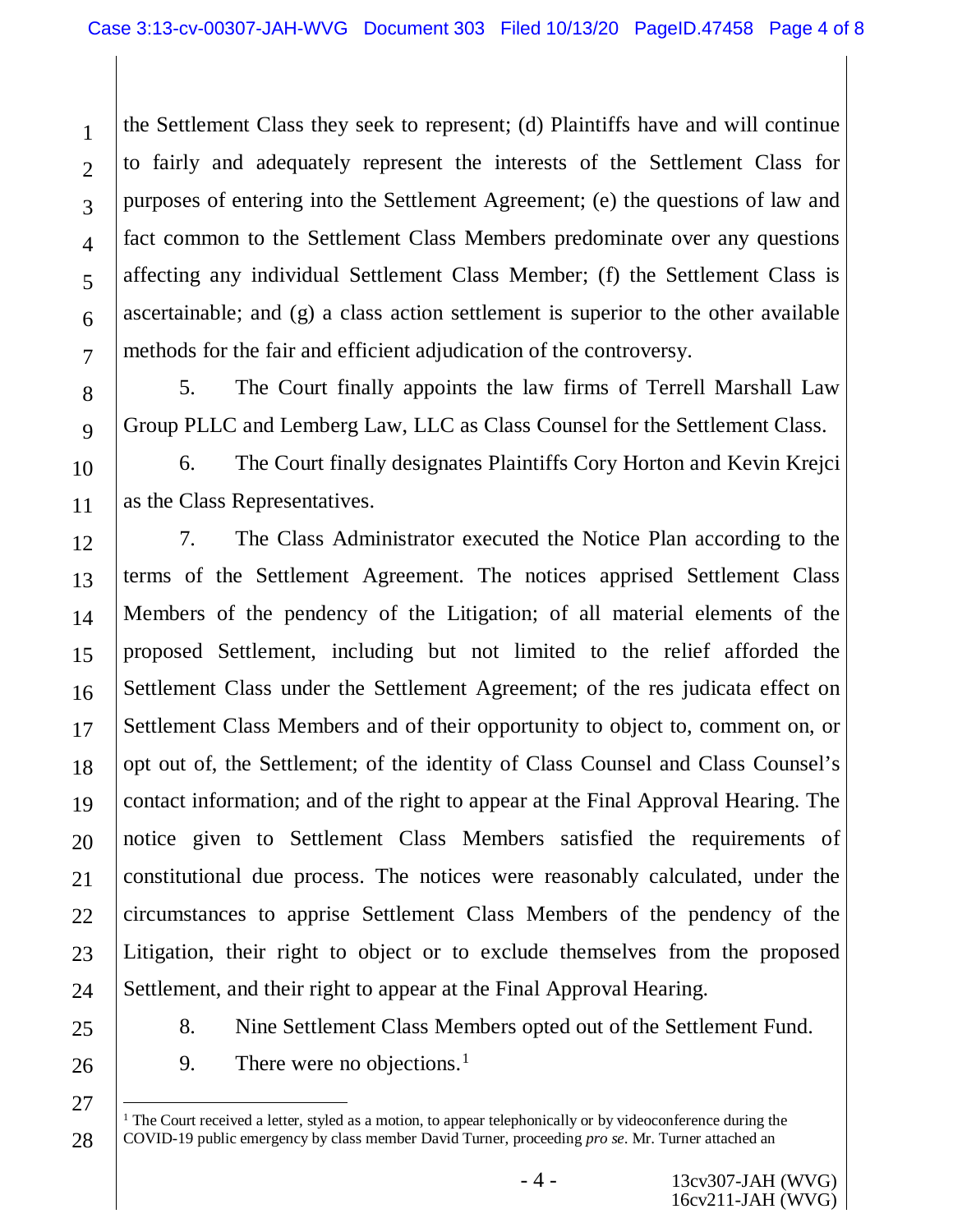the Settlement Class they seek to represent; (d) Plaintiffs have and will continue to fairly and adequately represent the interests of the Settlement Class for purposes of entering into the Settlement Agreement; (e) the questions of law and fact common to the Settlement Class Members predominate over any questions affecting any individual Settlement Class Member; (f) the Settlement Class is ascertainable; and (g) a class action settlement is superior to the other available methods for the fair and efficient adjudication of the controversy.

5. The Court finally appoints the law firms of Terrell Marshall Law Group PLLC and Lemberg Law, LLC as Class Counsel for the Settlement Class.

6. The Court finally designates Plaintiffs Cory Horton and Kevin Krejci as the Class Representatives.

7. The Class Administrator executed the Notice Plan according to the terms of the Settlement Agreement. The notices apprised Settlement Class Members of the pendency of the Litigation; of all material elements of the proposed Settlement, including but not limited to the relief afforded the Settlement Class under the Settlement Agreement; of the res judicata effect on Settlement Class Members and of their opportunity to object to, comment on, or opt out of, the Settlement; of the identity of Class Counsel and Class Counsel's contact information; and of the right to appear at the Final Approval Hearing. The notice given to Settlement Class Members satisfied the requirements of constitutional due process. The notices were reasonably calculated, under the circumstances to apprise Settlement Class Members of the pendency of the Litigation, their right to object or to exclude themselves from the proposed Settlement, and their right to appear at the Final Approval Hearing.

8. Nine Settlement Class Members opted out of the Settlement Fund.

9. There were no objections.[1]

---

[1] The Court received a letter, styled as a motion, to appear telephonically or by videoconference during the COVID-19 public emergency by class member David Turner, proceeding *pro se*. Mr. Turner attached an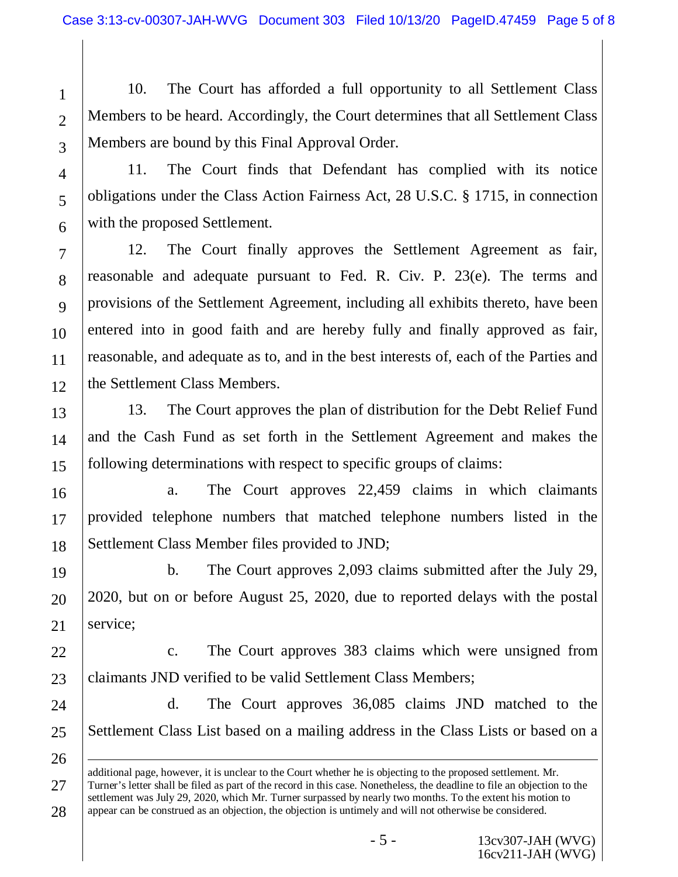10. The Court has afforded a full opportunity to all Settlement Class Members to be heard. Accordingly, the Court determines that all Settlement Class Members are bound by this Final Approval Order.

11. The Court finds that Defendant has complied with its notice obligations under the Class Action Fairness Act, 28 U.S.C. § 1715, in connection with the proposed Settlement.

12. The Court finally approves the Settlement Agreement as fair, reasonable and adequate pursuant to Fed. R. Civ. P. 23(e). The terms and provisions of the Settlement Agreement, including all exhibits thereto, have been entered into in good faith and are hereby fully and finally approved as fair, reasonable, and adequate as to, and in the best interests of, each of the Parties and the Settlement Class Members.

13. The Court approves the plan of distribution for the Debt Relief Fund and the Cash Fund as set forth in the Settlement Agreement and makes the following determinations with respect to specific groups of claims:

a. The Court approves 22,459 claims in which claimants provided telephone numbers that matched telephone numbers listed in the Settlement Class Member files provided to JND;

b. The Court approves 2,093 claims submitted after the July 29, 2020, but on or before August 25, 2020, due to reported delays with the postal service;

c. The Court approves 383 claims which were unsigned from claimants JND verified to be valid Settlement Class Members;

d. The Court approves 36,085 claims JND matched to the Settlement Class List based on a mailing address in the Class Lists or based on a

---

additional page, however, it is unclear to the Court whether he is objecting to the proposed settlement. Mr. Turner's letter shall be filed as part of the record in this case. Nonetheless, the deadline to file an objection to the settlement was July 29, 2020, which Mr. Turner surpassed by nearly two months. To the extent his motion to appear can be construed as an objection, the objection is untimely and will not otherwise be considered.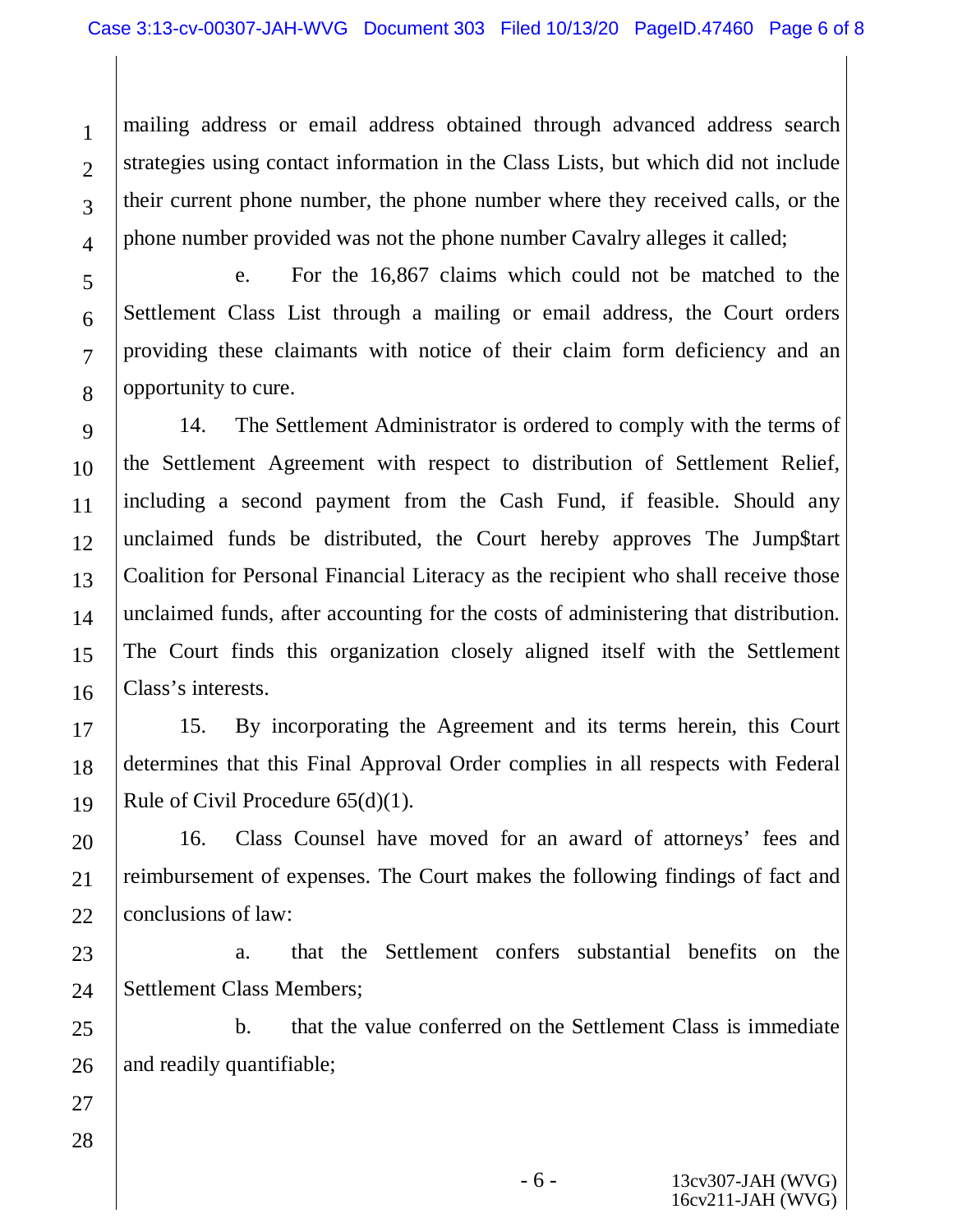mailing address or email address obtained through advanced address search strategies using contact information in the Class Lists, but which did not include their current phone number, the phone number where they received calls, or the phone number provided was not the phone number Cavalry alleges it called;

e. For the 16,867 claims which could not be matched to the Settlement Class List through a mailing or email address, the Court orders providing these claimants with notice of their claim form deficiency and an opportunity to cure.

14. The Settlement Administrator is ordered to comply with the terms of the Settlement Agreement with respect to distribution of Settlement Relief, including a second payment from the Cash Fund, if feasible. Should any unclaimed funds be distributed, the Court hereby approves The Jump$tart Coalition for Personal Financial Literacy as the recipient who shall receive those unclaimed funds, after accounting for the costs of administering that distribution. The Court finds this organization closely aligned itself with the Settlement Class's interests.

15. By incorporating the Agreement and its terms herein, this Court determines that this Final Approval Order complies in all respects with Federal Rule of Civil Procedure 65(d)(1).

16. Class Counsel have moved for an award of attorneys' fees and reimbursement of expenses. The Court makes the following findings of fact and conclusions of law:

a. that the Settlement confers substantial benefits on the Settlement Class Members;

b. that the value conferred on the Settlement Class is immediate and readily quantifiable;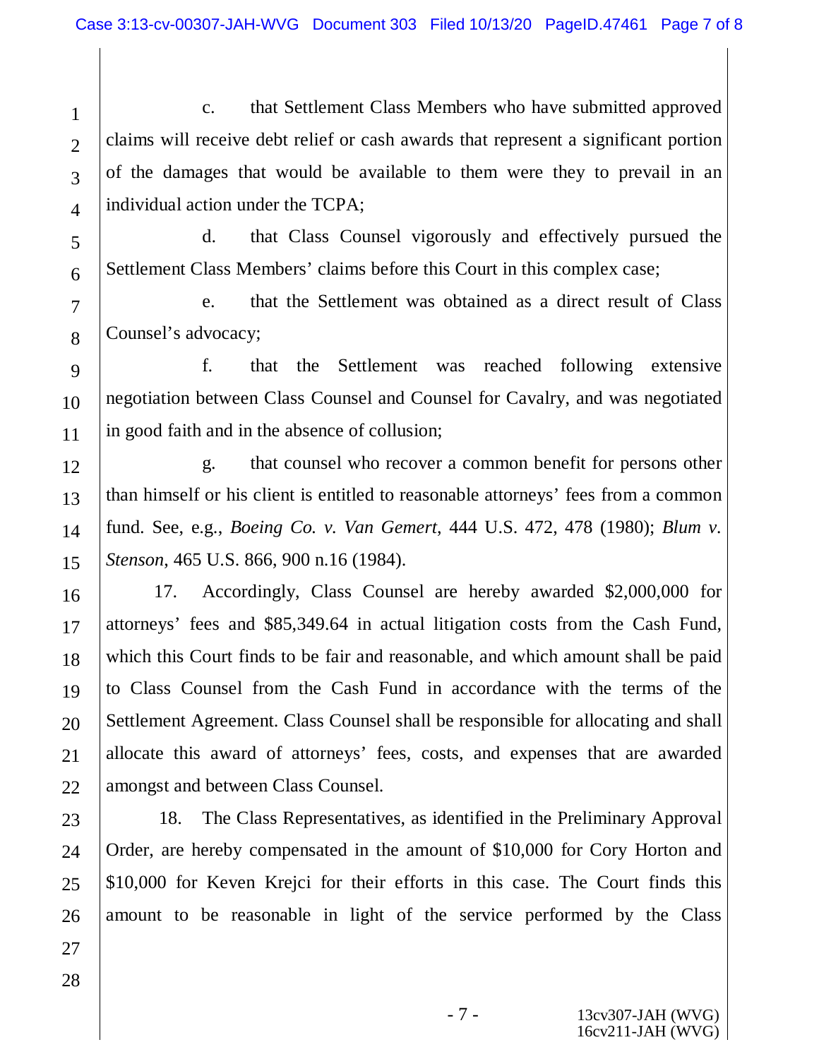c. that Settlement Class Members who have submitted approved claims will receive debt relief or cash awards that represent a significant portion of the damages that would be available to them were they to prevail in an individual action under the TCPA;

d. that Class Counsel vigorously and effectively pursued the Settlement Class Members' claims before this Court in this complex case;

e. that the Settlement was obtained as a direct result of Class Counsel's advocacy;

f. that the Settlement was reached following extensive negotiation between Class Counsel and Counsel for Cavalry, and was negotiated in good faith and in the absence of collusion;

g. that counsel who recover a common benefit for persons other than himself or his client is entitled to reasonable attorneys' fees from a common fund. See, e.g., *Boeing Co. v. Van Gemert*, 444 U.S. 472, 478 (1980); *Blum v. Stenson*, 465 U.S. 866, 900 n.16 (1984).

17. Accordingly, Class Counsel are hereby awarded $2,000,000 for attorneys' fees and $85,349.64 in actual litigation costs from the Cash Fund, which this Court finds to be fair and reasonable, and which amount shall be paid to Class Counsel from the Cash Fund in accordance with the terms of the Settlement Agreement. Class Counsel shall be responsible for allocating and shall allocate this award of attorneys' fees, costs, and expenses that are awarded amongst and between Class Counsel.

18. The Class Representatives, as identified in the Preliminary Approval Order, are hereby compensated in the amount of $10,000 for Cory Horton and $10,000 for Keven Krejci for their efforts in this case. The Court finds this amount to be reasonable in light of the service performed by the Class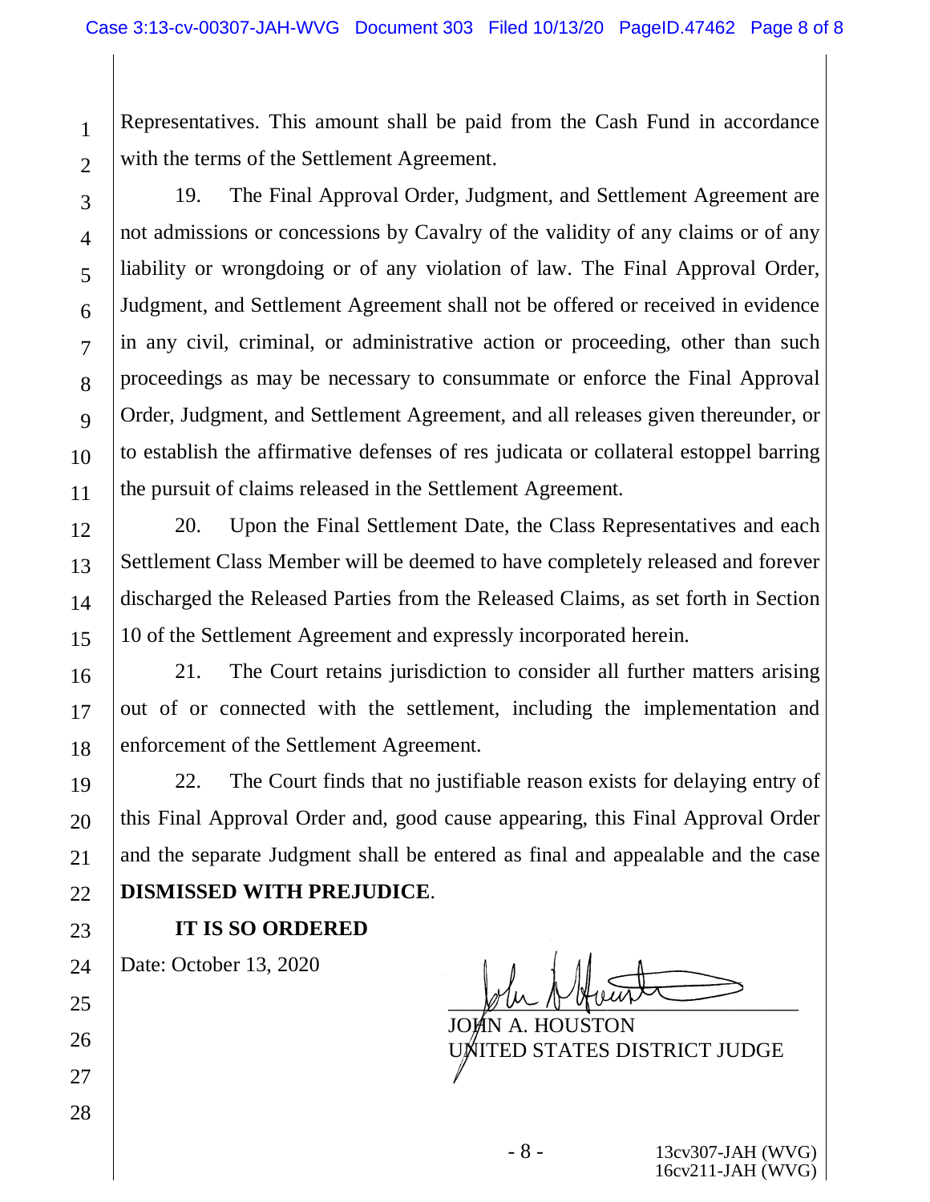Representatives. This amount shall be paid from the Cash Fund in accordance with the terms of the Settlement Agreement.

19. The Final Approval Order, Judgment, and Settlement Agreement are not admissions or concessions by Cavalry of the validity of any claims or of any liability or wrongdoing or of any violation of law. The Final Approval Order, Judgment, and Settlement Agreement shall not be offered or received in evidence in any civil, criminal, or administrative action or proceeding, other than such proceedings as may be necessary to consummate or enforce the Final Approval Order, Judgment, and Settlement Agreement, and all releases given thereunder, or to establish the affirmative defenses of res judicata or collateral estoppel barring the pursuit of claims released in the Settlement Agreement.

20. Upon the Final Settlement Date, the Class Representatives and each Settlement Class Member will be deemed to have completely released and forever discharged the Released Parties from the Released Claims, as set forth in Section 10 of the Settlement Agreement and expressly incorporated herein.

21. The Court retains jurisdiction to consider all further matters arising out of or connected with the settlement, including the implementation and enforcement of the Settlement Agreement.

22. The Court finds that no justifiable reason exists for delaying entry of this Final Approval Order and, good cause appearing, this Final Approval Order and the separate Judgment shall be entered as final and appealable and the case **DISMISSED WITH PREJUDICE**.

**IT IS SO ORDERED**

Date: October 13, 2020

JOHN A. HOUSTON
UNITED STATES DISTRICT JUDGE

13cv307-JAH (WVG)
16cv211-JAH (WVG)